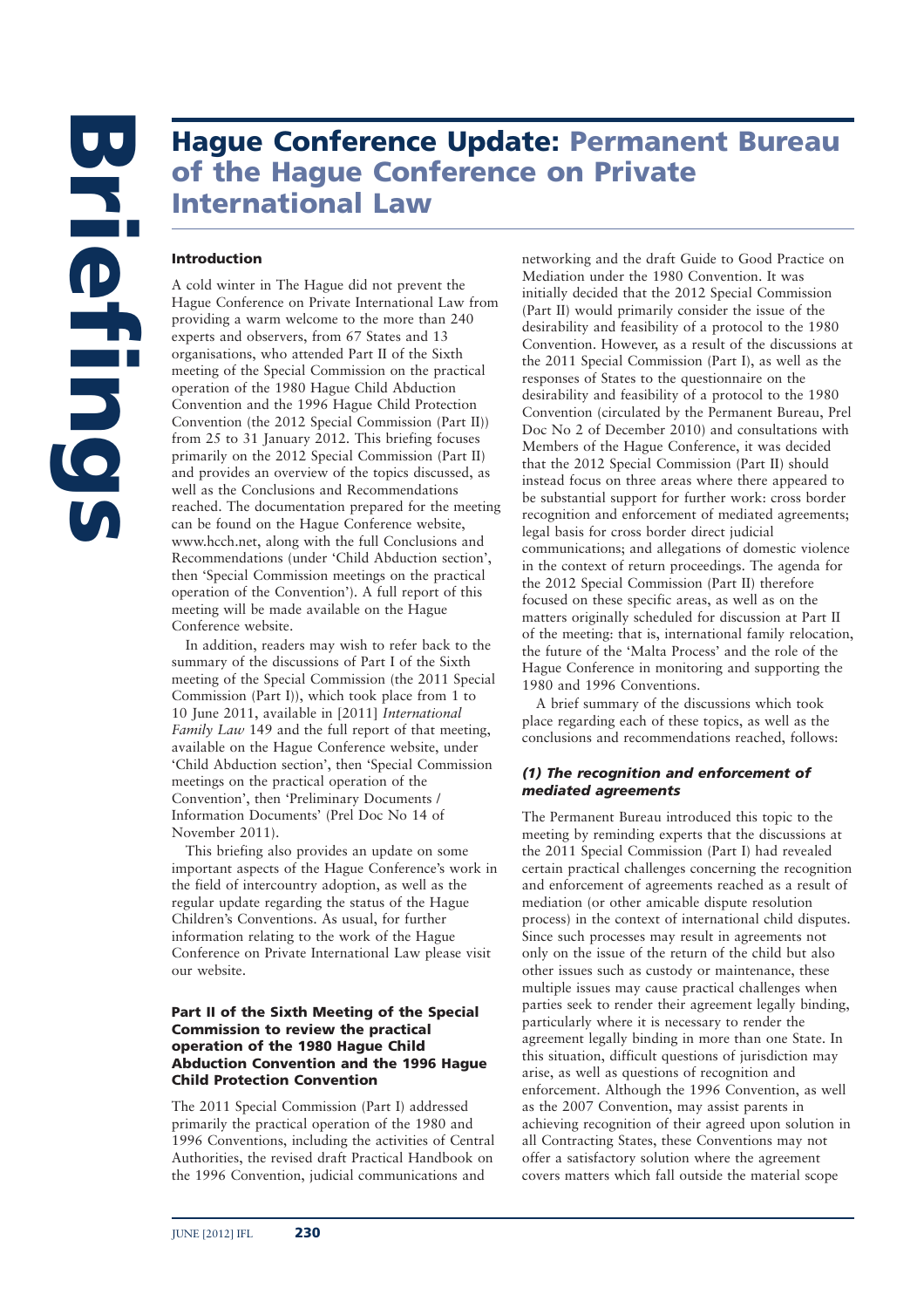# Hague Conference Update: Permanent Bureau of the Hague Conference on Private International Law

## Introduction

A cold winter in The Hague did not prevent the Hague Conference on Private International Law from providing a warm welcome to the more than 240 experts and observers, from 67 States and 13 organisations, who attended Part II of the Sixth meeting of the Special Commission on the practical operation of the 1980 Hague Child Abduction Convention and the 1996 Hague Child Protection Convention (the 2012 Special Commission (Part II)) from 25 to 31 January 2012. This briefing focuses primarily on the 2012 Special Commission (Part II) and provides an overview of the topics discussed, as well as the Conclusions and Recommendations reached. The documentation prepared for the meeting can be found on the Hague Conference website, www.hcch.net, along with the full Conclusions and Recommendations (under 'Child Abduction section', then 'Special Commission meetings on the practical operation of the Convention'). A full report of this meeting will be made available on the Hague Conference website.

In addition, readers may wish to refer back to the summary of the discussions of Part I of the Sixth meeting of the Special Commission (the 2011 Special Commission (Part I)), which took place from 1 to 10 June 2011, available in [2011] *International Family Law* 149 and the full report of that meeting, available on the Hague Conference website, under 'Child Abduction section', then 'Special Commission meetings on the practical operation of the Convention', then 'Preliminary Documents / Information Documents' (Prel Doc No 14 of November 2011).

This briefing also provides an update on some important aspects of the Hague Conference's work in the field of intercountry adoption, as well as the regular update regarding the status of the Hague Children's Conventions. As usual, for further information relating to the work of the Hague Conference on Private International Law please visit our website.

## Part II of the Sixth Meeting of the Special Commission to review the practical operation of the 1980 Hague Child Abduction Convention and the 1996 Hague Child Protection Convention

The 2011 Special Commission (Part I) addressed primarily the practical operation of the 1980 and 1996 Conventions, including the activities of Central Authorities, the revised draft Practical Handbook on the 1996 Convention, judicial communications and networking and the draft Guide to Good Practice on Mediation under the 1980 Convention. It was initially decided that the 2012 Special Commission (Part II) would primarily consider the issue of the desirability and feasibility of a protocol to the 1980 Convention. However, as a result of the discussions at the 2011 Special Commission (Part I), as well as the responses of States to the questionnaire on the desirability and feasibility of a protocol to the 1980 Convention (circulated by the Permanent Bureau, Prel Doc No 2 of December 2010) and consultations with Members of the Hague Conference, it was decided that the 2012 Special Commission (Part II) should instead focus on three areas where there appeared to be substantial support for further work: cross border recognition and enforcement of mediated agreements; legal basis for cross border direct judicial communications; and allegations of domestic violence in the context of return proceedings. The agenda for the 2012 Special Commission (Part II) therefore focused on these specific areas, as well as on the matters originally scheduled for discussion at Part II of the meeting: that is, international family relocation, the future of the 'Malta Process' and the role of the Hague Conference in monitoring and supporting the 1980 and 1996 Conventions.

A brief summary of the discussions which took place regarding each of these topics, as well as the conclusions and recommendations reached, follows:

### *(1) The recognition and enforcement of mediated agreements*

The Permanent Bureau introduced this topic to the meeting by reminding experts that the discussions at the 2011 Special Commission (Part I) had revealed certain practical challenges concerning the recognition and enforcement of agreements reached as a result of mediation (or other amicable dispute resolution process) in the context of international child disputes. Since such processes may result in agreements not only on the issue of the return of the child but also other issues such as custody or maintenance, these multiple issues may cause practical challenges when parties seek to render their agreement legally binding, particularly where it is necessary to render the agreement legally binding in more than one State. In this situation, difficult questions of jurisdiction may arise, as well as questions of recognition and enforcement. Although the 1996 Convention, as well as the 2007 Convention, may assist parents in achieving recognition of their agreed upon solution in all Contracting States, these Conventions may not offer a satisfactory solution where the agreement covers matters which fall outside the material scope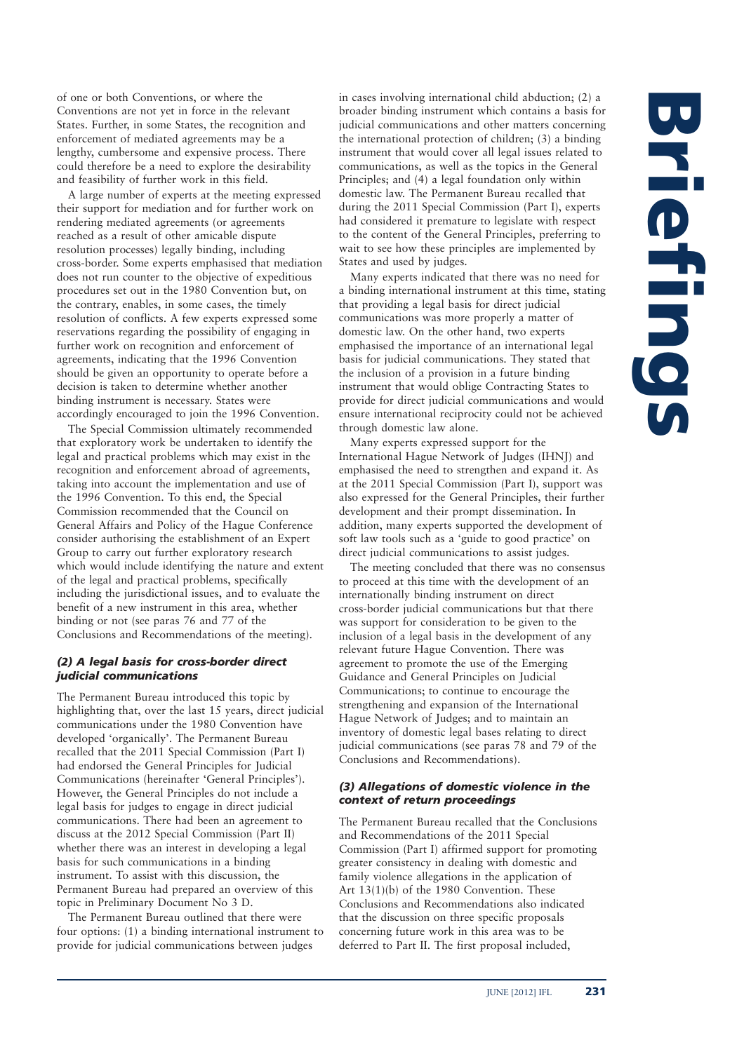of one or both Conventions, or where the Conventions are not yet in force in the relevant States. Further, in some States, the recognition and enforcement of mediated agreements may be a lengthy, cumbersome and expensive process. There could therefore be a need to explore the desirability and feasibility of further work in this field.

A large number of experts at the meeting expressed their support for mediation and for further work on rendering mediated agreements (or agreements reached as a result of other amicable dispute resolution processes) legally binding, including cross-border. Some experts emphasised that mediation does not run counter to the objective of expeditious procedures set out in the 1980 Convention but, on the contrary, enables, in some cases, the timely resolution of conflicts. A few experts expressed some reservations regarding the possibility of engaging in further work on recognition and enforcement of agreements, indicating that the 1996 Convention should be given an opportunity to operate before a decision is taken to determine whether another binding instrument is necessary. States were accordingly encouraged to join the 1996 Convention.

The Special Commission ultimately recommended that exploratory work be undertaken to identify the legal and practical problems which may exist in the recognition and enforcement abroad of agreements, taking into account the implementation and use of the 1996 Convention. To this end, the Special Commission recommended that the Council on General Affairs and Policy of the Hague Conference consider authorising the establishment of an Expert Group to carry out further exploratory research which would include identifying the nature and extent of the legal and practical problems, specifically including the jurisdictional issues, and to evaluate the benefit of a new instrument in this area, whether binding or not (see paras 76 and 77 of the Conclusions and Recommendations of the meeting).

### *(2) A legal basis for cross-border direct judicial communications*

The Permanent Bureau introduced this topic by highlighting that, over the last 15 years, direct judicial communications under the 1980 Convention have developed 'organically'. The Permanent Bureau recalled that the 2011 Special Commission (Part I) had endorsed the General Principles for Judicial Communications (hereinafter 'General Principles'). However, the General Principles do not include a legal basis for judges to engage in direct judicial communications. There had been an agreement to discuss at the 2012 Special Commission (Part II) whether there was an interest in developing a legal basis for such communications in a binding instrument. To assist with this discussion, the Permanent Bureau had prepared an overview of this topic in Preliminary Document No 3 D.

The Permanent Bureau outlined that there were four options: (1) a binding international instrument to provide for judicial communications between judges in cases involving international child abduction; (2) a broader binding instrument which contains a basis for judicial communications and other matters concerning the international protection of children; (3) a binding instrument that would cover all legal issues related to communications, as well as the topics in the General Principles; and (4) a legal foundation only within domestic law. The Permanent Bureau recalled that during the 2011 Special Commission (Part I), experts had considered it premature to legislate with respect to the content of the General Principles, preferring to wait to see how these principles are implemented by States and used by judges.

Many experts indicated that there was no need for a binding international instrument at this time, stating that providing a legal basis for direct judicial communications was more properly a matter of domestic law. On the other hand, two experts emphasised the importance of an international legal basis for judicial communications. They stated that the inclusion of a provision in a future binding instrument that would oblige Contracting States to provide for direct judicial communications and would ensure international reciprocity could not be achieved through domestic law alone.

Many experts expressed support for the International Hague Network of Judges (IHNJ) and emphasised the need to strengthen and expand it. As at the 2011 Special Commission (Part I), support was also expressed for the General Principles, their further development and their prompt dissemination. In addition, many experts supported the development of soft law tools such as a 'guide to good practice' on direct judicial communications to assist judges.

The meeting concluded that there was no consensus to proceed at this time with the development of an internationally binding instrument on direct cross-border judicial communications but that there was support for consideration to be given to the inclusion of a legal basis in the development of any relevant future Hague Convention. There was agreement to promote the use of the Emerging Guidance and General Principles on Judicial Communications; to continue to encourage the strengthening and expansion of the International Hague Network of Judges; and to maintain an inventory of domestic legal bases relating to direct judicial communications (see paras 78 and 79 of the Conclusions and Recommendations).

### *(3) Allegations of domestic violence in the context of return proceedings*

The Permanent Bureau recalled that the Conclusions and Recommendations of the 2011 Special Commission (Part I) affirmed support for promoting greater consistency in dealing with domestic and family violence allegations in the application of Art 13(1)(b) of the 1980 Convention. These Conclusions and Recommendations also indicated that the discussion on three specific proposals concerning future work in this area was to be deferred to Part II. The first proposal included,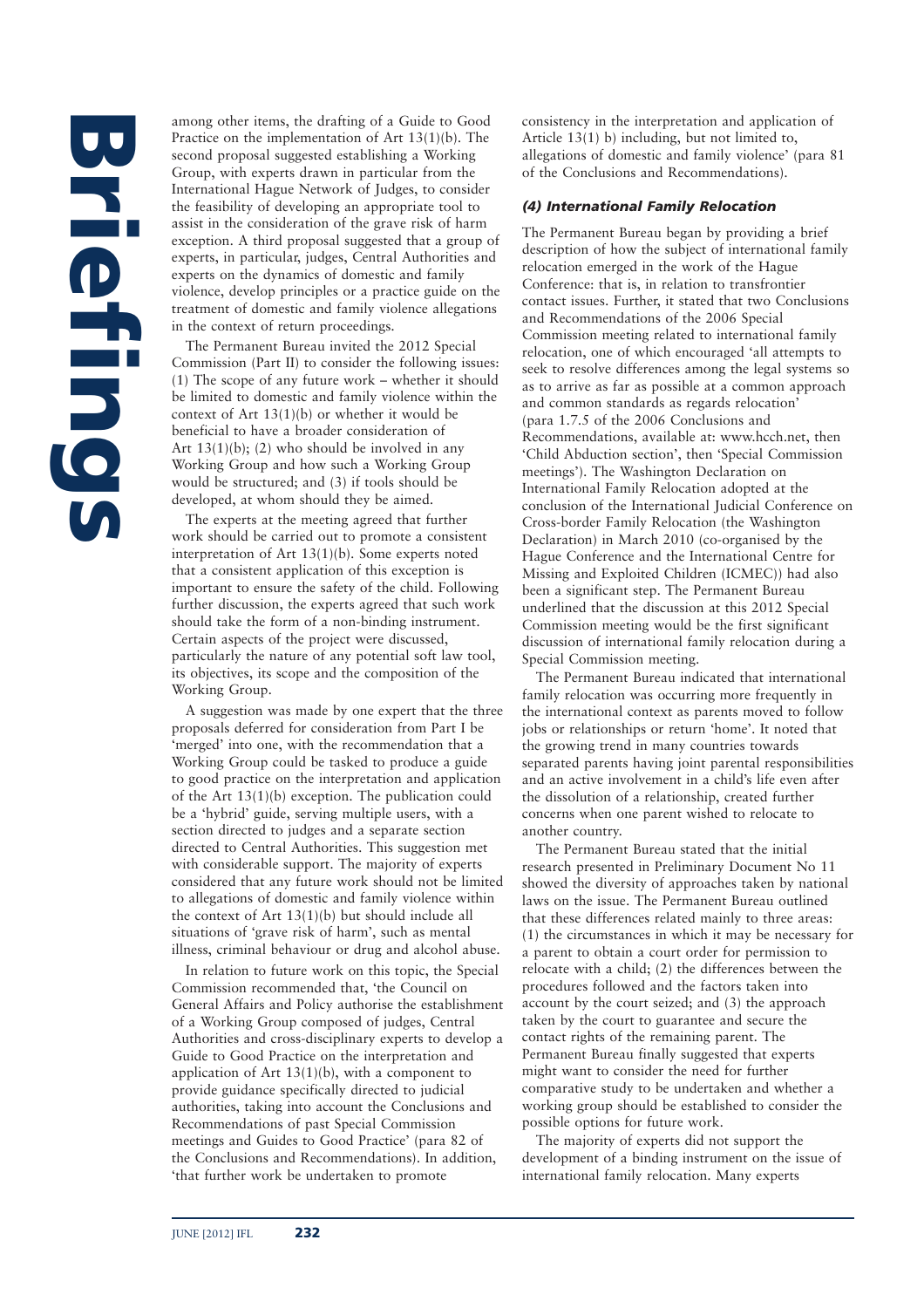among other items, the drafting of a Guide to Good Practice on the implementation of Art 13(1)(b). The second proposal suggested establishing a Working Group, with experts drawn in particular from the International Hague Network of Judges, to consider the feasibility of developing an appropriate tool to assist in the consideration of the grave risk of harm exception. A third proposal suggested that a group of experts, in particular, judges, Central Authorities and experts on the dynamics of domestic and family violence, develop principles or a practice guide on the treatment of domestic and family violence allegations in the context of return proceedings.

The Permanent Bureau invited the 2012 Special Commission (Part II) to consider the following issues: (1) The scope of any future work – whether it should be limited to domestic and family violence within the context of Art 13(1)(b) or whether it would be beneficial to have a broader consideration of Art 13(1)(b); (2) who should be involved in any Working Group and how such a Working Group would be structured; and (3) if tools should be developed, at whom should they be aimed.

The experts at the meeting agreed that further work should be carried out to promote a consistent interpretation of Art 13(1)(b). Some experts noted that a consistent application of this exception is important to ensure the safety of the child. Following further discussion, the experts agreed that such work should take the form of a non-binding instrument. Certain aspects of the project were discussed, particularly the nature of any potential soft law tool, its objectives, its scope and the composition of the Working Group.

A suggestion was made by one expert that the three proposals deferred for consideration from Part I be 'merged' into one, with the recommendation that a Working Group could be tasked to produce a guide to good practice on the interpretation and application of the Art 13(1)(b) exception. The publication could be a 'hybrid' guide, serving multiple users, with a section directed to judges and a separate section directed to Central Authorities. This suggestion met with considerable support. The majority of experts considered that any future work should not be limited to allegations of domestic and family violence within the context of Art 13(1)(b) but should include all situations of 'grave risk of harm', such as mental illness, criminal behaviour or drug and alcohol abuse.

In relation to future work on this topic, the Special Commission recommended that, 'the Council on General Affairs and Policy authorise the establishment of a Working Group composed of judges, Central Authorities and cross-disciplinary experts to develop a Guide to Good Practice on the interpretation and application of Art 13(1)(b), with a component to provide guidance specifically directed to judicial authorities, taking into account the Conclusions and Recommendations of past Special Commission meetings and Guides to Good Practice' (para 82 of the Conclusions and Recommendations). In addition, 'that further work be undertaken to promote consistency in the interpretation and application of Article 13(1) b) including, but not limited to, allegations of domestic and family violence' (para 81 of the Conclusions and Recommendations).

#### *(4) International Family Relocation*

The Permanent Bureau began by providing a brief description of how the subject of international family relocation emerged in the work of the Hague Conference: that is, in relation to transfrontier contact issues. Further, it stated that two Conclusions and Recommendations of the 2006 Special Commission meeting related to international family relocation, one of which encouraged 'all attempts to seek to resolve differences among the legal systems so as to arrive as far as possible at a common approach and common standards as regards relocation' (para 1.7.5 of the 2006 Conclusions and Recommendations, available at: www.hcch.net, then 'Child Abduction section', then 'Special Commission meetings'). The Washington Declaration on International Family Relocation adopted at the conclusion of the International Judicial Conference on Cross-border Family Relocation (the Washington Declaration) in March 2010 (co-organised by the Hague Conference and the International Centre for Missing and Exploited Children (ICMEC)) had also been a significant step. The Permanent Bureau underlined that the discussion at this 2012 Special Commission meeting would be the first significant discussion of international family relocation during a Special Commission meeting.

The Permanent Bureau indicated that international family relocation was occurring more frequently in the international context as parents moved to follow jobs or relationships or return 'home'. It noted that the growing trend in many countries towards separated parents having joint parental responsibilities and an active involvement in a child's life even after the dissolution of a relationship, created further concerns when one parent wished to relocate to another country.

The Permanent Bureau stated that the initial research presented in Preliminary Document No 11 showed the diversity of approaches taken by national laws on the issue. The Permanent Bureau outlined that these differences related mainly to three areas: (1) the circumstances in which it may be necessary for a parent to obtain a court order for permission to relocate with a child; (2) the differences between the procedures followed and the factors taken into account by the court seized; and (3) the approach taken by the court to guarantee and secure the contact rights of the remaining parent. The Permanent Bureau finally suggested that experts might want to consider the need for further comparative study to be undertaken and whether a working group should be established to consider the possible options for future work.

The majority of experts did not support the development of a binding instrument on the issue of international family relocation. Many experts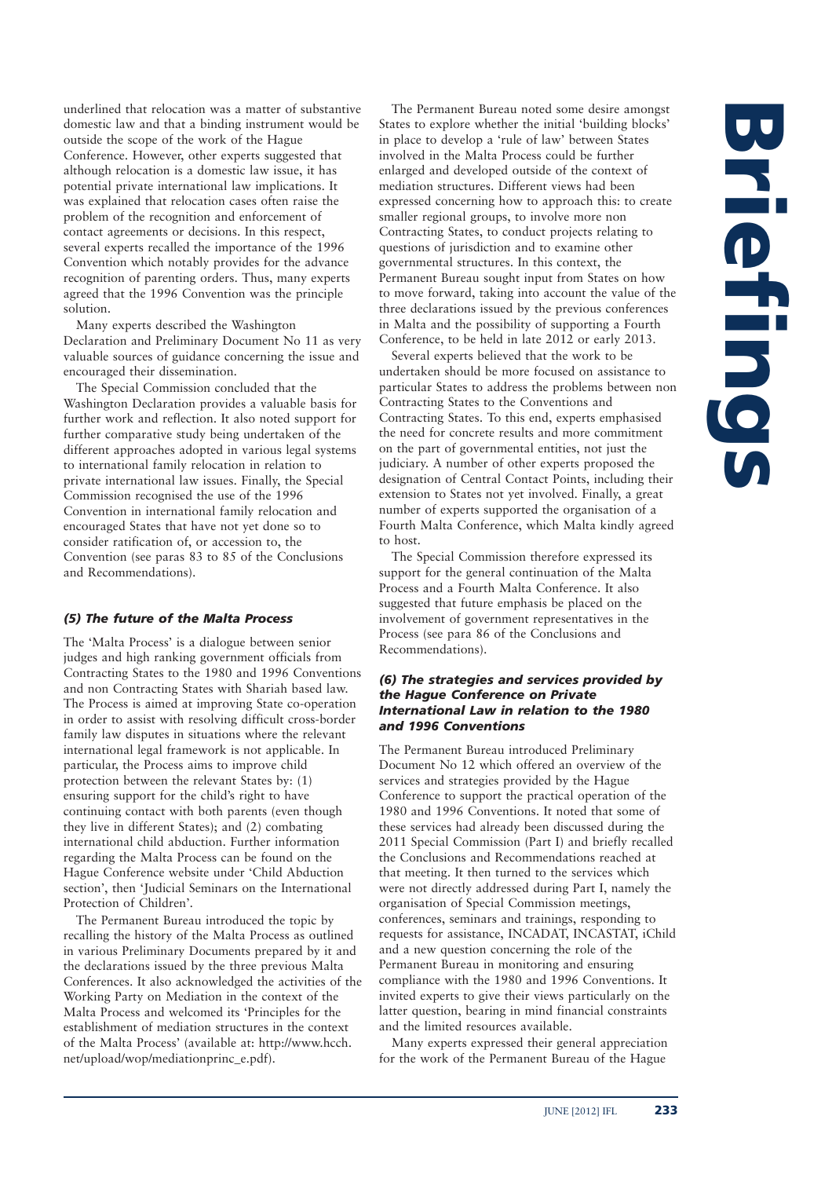underlined that relocation was a matter of substantive domestic law and that a binding instrument would be outside the scope of the work of the Hague Conference. However, other experts suggested that although relocation is a domestic law issue, it has potential private international law implications. It was explained that relocation cases often raise the problem of the recognition and enforcement of contact agreements or decisions. In this respect, several experts recalled the importance of the 1996 Convention which notably provides for the advance recognition of parenting orders. Thus, many experts agreed that the 1996 Convention was the principle solution.

Many experts described the Washington Declaration and Preliminary Document No 11 as very valuable sources of guidance concerning the issue and encouraged their dissemination.

The Special Commission concluded that the Washington Declaration provides a valuable basis for further work and reflection. It also noted support for further comparative study being undertaken of the different approaches adopted in various legal systems to international family relocation in relation to private international law issues. Finally, the Special Commission recognised the use of the 1996 Convention in international family relocation and encouraged States that have not yet done so to consider ratification of, or accession to, the Convention (see paras 83 to 85 of the Conclusions and Recommendations).

### *(5) The future of the Malta Process*

The 'Malta Process' is a dialogue between senior judges and high ranking government officials from Contracting States to the 1980 and 1996 Conventions and non Contracting States with Shariah based law. The Process is aimed at improving State co-operation in order to assist with resolving difficult cross-border family law disputes in situations where the relevant international legal framework is not applicable. In particular, the Process aims to improve child protection between the relevant States by: (1) ensuring support for the child's right to have continuing contact with both parents (even though they live in different States); and (2) combating international child abduction. Further information regarding the Malta Process can be found on the Hague Conference website under 'Child Abduction section', then 'Judicial Seminars on the International Protection of Children'.

The Permanent Bureau introduced the topic by recalling the history of the Malta Process as outlined in various Preliminary Documents prepared by it and the declarations issued by the three previous Malta Conferences. It also acknowledged the activities of the Working Party on Mediation in the context of the Malta Process and welcomed its 'Principles for the establishment of mediation structures in the context of the Malta Process' (available at: http://www.hcch.net/upload/wop/mediationprinc_e.pdf).

The Permanent Bureau noted some desire amongst States to explore whether the initial 'building blocks' in place to develop a 'rule of law' between States involved in the Malta Process could be further enlarged and developed outside of the context of mediation structures. Different views had been expressed concerning how to approach this: to create smaller regional groups, to involve more non Contracting States, to conduct projects relating to questions of jurisdiction and to examine other governmental structures. In this context, the Permanent Bureau sought input from States on how to move forward, taking into account the value of the three declarations issued by the previous conferences in Malta and the possibility of supporting a Fourth Conference, to be held in late 2012 or early 2013.

Several experts believed that the work to be undertaken should be more focused on assistance to particular States to address the problems between non Contracting States to the Conventions and Contracting States. To this end, experts emphasised the need for concrete results and more commitment on the part of governmental entities, not just the judiciary. A number of other experts proposed the designation of Central Contact Points, including their extension to States not yet involved. Finally, a great number of experts supported the organisation of a Fourth Malta Conference, which Malta kindly agreed to host.

The Special Commission therefore expressed its support for the general continuation of the Malta Process and a Fourth Malta Conference. It also suggested that future emphasis be placed on the involvement of government representatives in the Process (see para 86 of the Conclusions and Recommendations).

### *(6) The strategies and services provided by the Hague Conference on Private International Law in relation to the 1980 and 1996 Conventions*

The Permanent Bureau introduced Preliminary Document No 12 which offered an overview of the services and strategies provided by the Hague Conference to support the practical operation of the 1980 and 1996 Conventions. It noted that some of these services had already been discussed during the 2011 Special Commission (Part I) and briefly recalled the Conclusions and Recommendations reached at that meeting. It then turned to the services which were not directly addressed during Part I, namely the organisation of Special Commission meetings, conferences, seminars and trainings, responding to requests for assistance, INCADAT, INCASTAT, iChild and a new question concerning the role of the Permanent Bureau in monitoring and ensuring compliance with the 1980 and 1996 Conventions. It invited experts to give their views particularly on the latter question, bearing in mind financial constraints and the limited resources available.

Many experts expressed their general appreciation for the work of the Permanent Bureau of the Hague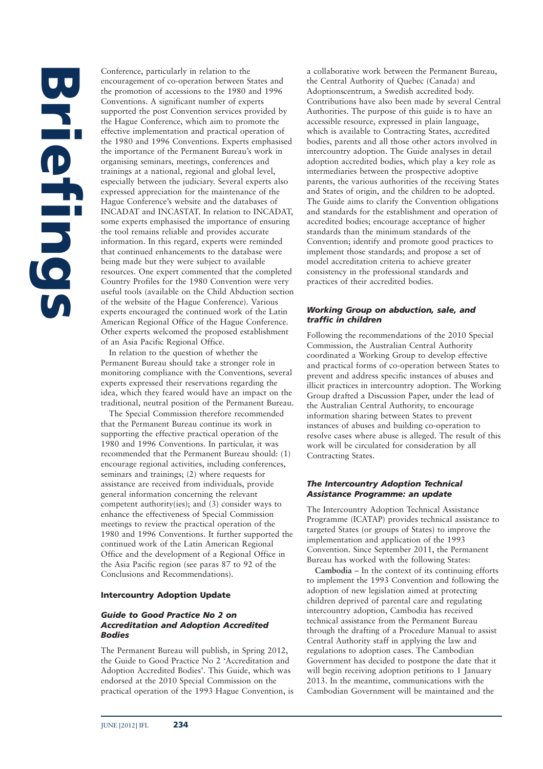Conference, particularly in relation to the encouragement of co-operation between States and the promotion of accessions to the 1980 and 1996 Conventions. A significant number of experts supported the post Convention services provided by the Hague Conference, which aim to promote the effective implementation and practical operation of the 1980 and 1996 Conventions. Experts emphasised the importance of the Permanent Bureau's work in organising seminars, meetings, conferences and trainings at a national, regional and global level, especially between the judiciary. Several experts also expressed appreciation for the maintenance of the Hague Conference's website and the databases of INCADAT and INCASTAT. In relation to INCADAT, some experts emphasised the importance of ensuring the tool remains reliable and provides accurate information. In this regard, experts were reminded that continued enhancements to the database were being made but they were subject to available resources. One expert commented that the completed Country Profiles for the 1980 Convention were very useful tools (available on the Child Abduction section of the website of the Hague Conference). Various experts encouraged the continued work of the Latin American Regional Office of the Hague Conference. Other experts welcomed the proposed establishment of an Asia Pacific Regional Office.

In relation to the question of whether the Permanent Bureau should take a stronger role in monitoring compliance with the Conventions, several experts expressed their reservations regarding the idea, which they feared would have an impact on the traditional, neutral position of the Permanent Bureau.

The Special Commission therefore recommended that the Permanent Bureau continue its work in supporting the effective practical operation of the 1980 and 1996 Conventions. In particular, it was recommended that the Permanent Bureau should: (1) encourage regional activities, including conferences, seminars and trainings; (2) where requests for assistance are received from individuals, provide general information concerning the relevant competent authority(ies); and (3) consider ways to enhance the effectiveness of Special Commission meetings to review the practical operation of the 1980 and 1996 Conventions. It further supported the continued work of the Latin American Regional Office and the development of a Regional Office in the Asia Pacific region (see paras 87 to 92 of the Conclusions and Recommendations).

## Intercountry Adoption Update

### *Guide to Good Practice No 2 on Accreditation and Adoption Accredited Bodies*

The Permanent Bureau will publish, in Spring 2012, the Guide to Good Practice No 2 'Accreditation and Adoption Accredited Bodies'. This Guide, which was endorsed at the 2010 Special Commission on the practical operation of the 1993 Hague Convention, is a collaborative work between the Permanent Bureau, the Central Authority of Quebec (Canada) and Adoptionscentrum, a Swedish accredited body. Contributions have also been made by several Central Authorities. The purpose of this guide is to have an accessible resource, expressed in plain language, which is available to Contracting States, accredited bodies, parents and all those other actors involved in intercountry adoption. The Guide analyses in detail adoption accredited bodies, which play a key role as intermediaries between the prospective adoptive parents, the various authorities of the receiving States and States of origin, and the children to be adopted. The Guide aims to clarify the Convention obligations and standards for the establishment and operation of accredited bodies; encourage acceptance of higher standards than the minimum standards of the Convention; identify and promote good practices to implement those standards; and propose a set of model accreditation criteria to achieve greater consistency in the professional standards and practices of their accredited bodies.

### *Working Group on abduction, sale, and traffic in children*

Following the recommendations of the 2010 Special Commission, the Australian Central Authority coordinated a Working Group to develop effective and practical forms of co-operation between States to prevent and address specific instances of abuses and illicit practices in intercountry adoption. The Working Group drafted a Discussion Paper, under the lead of the Australian Central Authority, to encourage information sharing between States to prevent instances of abuses and building co-operation to resolve cases where abuse is alleged. The result of this work will be circulated for consideration by all Contracting States.

### *The Intercountry Adoption Technical Assistance Programme: an update*

The Intercountry Adoption Technical Assistance Programme (ICATAP) provides technical assistance to targeted States (or groups of States) to improve the implementation and application of the 1993 Convention. Since September 2011, the Permanent Bureau has worked with the following States:

**Cambodia** – In the context of its continuing efforts to implement the 1993 Convention and following the adoption of new legislation aimed at protecting children deprived of parental care and regulating intercountry adoption, Cambodia has received technical assistance from the Permanent Bureau through the drafting of a Procedure Manual to assist Central Authority staff in applying the law and regulations to adoption cases. The Cambodian Government has decided to postpone the date that it will begin receiving adoption petitions to 1 January 2013. In the meantime, communications with the Cambodian Government will be maintained and the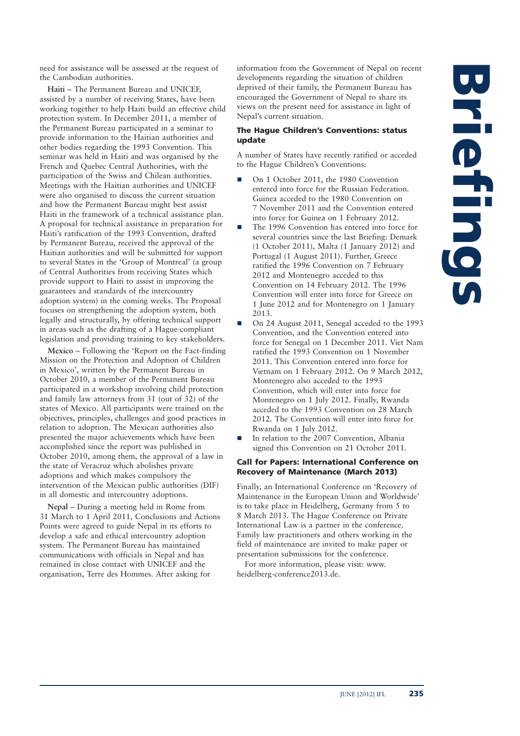need for assistance will be assessed at the request of the Cambodian authorities.

**Haiti** – The Permanent Bureau and UNICEF, assisted by a number of receiving States, have been working together to help Haiti build an effective child protection system. In December 2011, a member of the Permanent Bureau participated in a seminar to provide information to the Haitian authorities and other bodies regarding the 1993 Convention. This seminar was held in Haiti and was organised by the French and Quebec Central Authorities, with the participation of the Swiss and Chilean authorities. Meetings with the Haitian authorities and UNICEF were also organised to discuss the current situation and how the Permanent Bureau might best assist Haiti in the framework of a technical assistance plan. A proposal for technical assistance in preparation for Haiti's ratification of the 1993 Convention, drafted by Permanent Bureau, received the approval of the Haitian authorities and will be submitted for support to several States in the 'Group of Montreal' (a group of Central Authorities from receiving States which provide support to Haiti to assist in improving the guarantees and standards of the intercountry adoption system) in the coming weeks. The Proposal focuses on strengthening the adoption system, both legally and structurally, by offering technical support in areas such as the drafting of a Hague-compliant legislation and providing training to key stakeholders.

**Mexico** – Following the 'Report on the Fact-finding Mission on the Protection and Adoption of Children in Mexico', written by the Permanent Bureau in October 2010, a member of the Permanent Bureau participated in a workshop involving child protection and family law attorneys from 31 (out of 32) of the states of Mexico. All participants were trained on the objectives, principles, challenges and good practices in relation to adoption. The Mexican authorities also presented the major achievements which have been accomplished since the report was published in October 2010, among them, the approval of a law in the state of Veracruz which abolishes private adoptions and which makes compulsory the intervention of the Mexican public authorities (DIF) in all domestic and intercountry adoptions.

**Nepal** – During a meeting held in Rome from 31 March to 1 April 2011, Conclusions and Actions Points were agreed to guide Nepal in its efforts to develop a safe and ethical intercountry adoption system. The Permanent Bureau has maintained communications with officials in Nepal and has remained in close contact with UNICEF and the organisation, Terre des Hommes. After asking for information from the Government of Nepal on recent developments regarding the situation of children deprived of their family, the Permanent Bureau has encouraged the Government of Nepal to share its views on the present need for assistance in light of Nepal's current situation.

### The Hague Children's Conventions: status update

A number of States have recently ratified or acceded to the Hague Children's Conventions:

- On 1 October 2011, the 1980 Convention entered into force for the Russian Federation. Guinea acceded to the 1980 Convention on 7 November 2011 and the Convention entered into force for Guinea on 1 February 2012.
- The 1996 Convention has entered into force for several countries since the last Briefing: Demark (1 October 2011), Malta (1 January 2012) and Portugal (1 August 2011). Further, Greece ratified the 1996 Convention on 7 February 2012 and Montenegro acceded to this Convention on 14 February 2012. The 1996 Convention will enter into force for Greece on 1 June 2012 and for Montenegro on 1 January 2013.
- On 24 August 2011, Senegal acceded to the 1993 Convention, and the Convention entered into force for Senegal on 1 December 2011. Viet Nam ratified the 1993 Convention on 1 November 2011. This Convention entered into force for Vietnam on 1 February 2012. On 9 March 2012, Montenegro also acceded to the 1993 Convention, which will enter into force for Montenegro on 1 July 2012. Finally, Rwanda acceded to the 1993 Convention on 28 March 2012. The Convention will enter into force for Rwanda on 1 July 2012.
- In relation to the 2007 Convention, Albania signed this Convention on 21 October 2011.

### Call for Papers: International Conference on Recovery of Maintenance (March 2013)

Finally, an International Conference on 'Recovery of Maintenance in the European Union and Worldwide' is to take place in Heidelberg, Germany from 5 to 8 March 2013. The Hague Conference on Private International Law is a partner in the conference. Family law practitioners and others working in the field of maintenance are invited to make paper or presentation submissions for the conference.

For more information, please visit: www.heidelberg-conference2013.de.